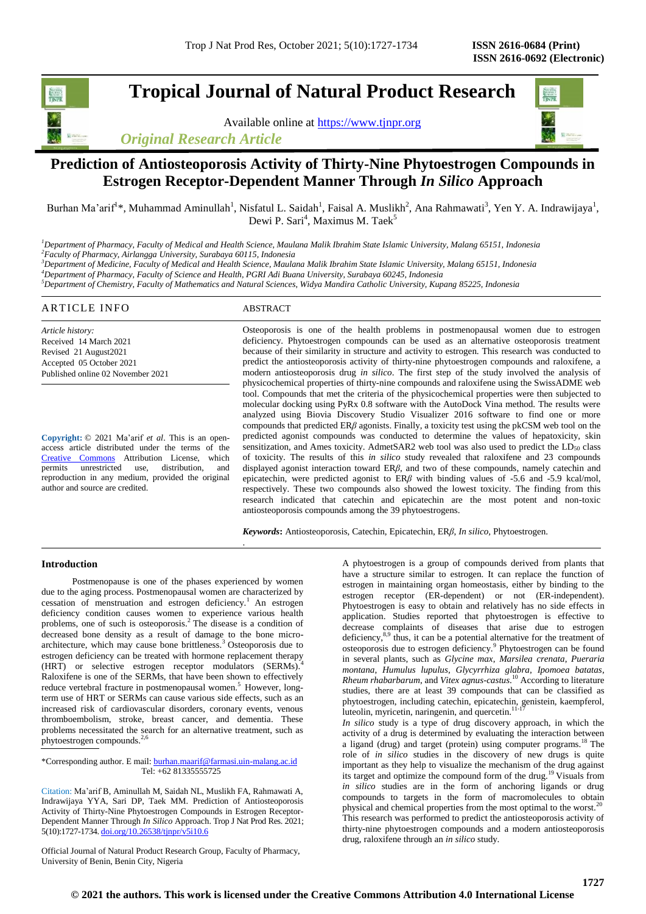# Tropical Journal of Natural Product Research

Available online at https://www.tjnpr.org

*Original Research Article*

## Prediction of Antiosteoporosis Activity of Thirty-Nine Phytoestrogen Compounds in Estrogen Receptor-Dependent Manner Through *In Silico* Approach

Burhan Ma'arif[1]*, Muhammad Aminullah[1], Nisfatul L. Saidah[1], Faisal A. Muslikh[2], Ana Rahmawati[3], Yen Y. A. Indrawijaya[1], Dewi P. Sari[4], Maximus M. Taek[5]

*[1]Department of Pharmacy, Faculty of Medical and Health Science, Maulana Malik Ibrahim State Islamic University, Malang 65151, Indonesia*
*[2]Faculty of Pharmacy, Airlangga University, Surabaya 60115, Indonesia*
*[3]Department of Medicine, Faculty of Medical and Health Science, Maulana Malik Ibrahim State Islamic University, Malang 65151, Indonesia*
*[4]Department of Pharmacy, Faculty of Science and Health, PGRI Adi Buana University, Surabaya 60245, Indonesia*
*[5]Department of Chemistry, Faculty of Mathematics and Natural Sciences, Widya Mandira Catholic University, Kupang 85225, Indonesia*

### ARTICLE INFO

*Article history:*
Received 14 March 2021
Revised 21 August2021
Accepted 05 October 2021
Published online 02 November 2021

**Copyright:** © 2021 Ma'arif *et al*. This is an open-access article distributed under the terms of the Creative Commons Attribution License, which permits unrestricted use, distribution, and reproduction in any medium, provided the original author and source are credited.

### ABSTRACT

Osteoporosis is one of the health problems in postmenopausal women due to estrogen deficiency. Phytoestrogen compounds can be used as an alternative osteoporosis treatment because of their similarity in structure and activity to estrogen. This research was conducted to predict the antiosteoporosis activity of thirty-nine phytoestrogen compounds and raloxifene, a modern antiosteoporosis drug *in silico*. The first step of the study involved the analysis of physicochemical properties of thirty-nine compounds and raloxifene using the SwissADME web tool. Compounds that met the criteria of the physicochemical properties were then subjected to molecular docking using PyRx 0.8 software with the AutoDock Vina method. The results were analyzed using Biovia Discovery Studio Visualizer 2016 software to find one or more compounds that predicted ER*β* agonists. Finally, a toxicity test using the pkCSM web tool on the predicted agonist compounds was conducted to determine the values of hepatoxicity, skin sensitization, and Ames toxicity. AdmetSAR2 web tool was also used to predict the $LD_{50}$ class of toxicity. The results of this *in silico* study revealed that raloxifene and 23 compounds displayed agonist interaction toward ER*β*, and two of these compounds, namely catechin and epicatechin, were predicted agonist to ER*β* with binding values of -5.6 and -5.9 kcal/mol, respectively. These two compounds also showed the lowest toxicity. The finding from this research indicated that catechin and epicatechin are the most potent and non-toxic antiosteoporosis compounds among the 39 phytoestrogens.

***Keywords*:** Antiosteoporosis, Catechin, Epicatechin, ER*β*, *In silico*, Phytoestrogen.

### Introduction

Postmenopause is one of the phases experienced by women due to the aging process. Postmenopausal women are characterized by cessation of menstruation and estrogen deficiency.[1] An estrogen deficiency condition causes women to experience various health problems, one of such is osteoporosis.[2] The disease is a condition of decreased bone density as a result of damage to the bone micro-architecture, which may cause bone brittleness.[3] Osteoporosis due to estrogen deficiency can be treated with hormone replacement therapy (HRT) or selective estrogen receptor modulators (SERMs).[4] Raloxifene is one of the SERMs, that have been shown to effectively reduce vertebral fracture in postmenopausal women.[5] However, long-term use of HRT or SERMs can cause various side effects, such as an increased risk of cardiovascular disorders, coronary events, venous thromboembolism, stroke, breast cancer, and dementia. These problems necessitated the search for an alternative treatment, such as phytoestrogen compounds.[2,6]

A phytoestrogen is a group of compounds derived from plants that have a structure similar to estrogen. It can replace the function of estrogen in maintaining organ homeostasis, either by binding to the estrogen receptor (ER-dependent) or not (ER-independent). Phytoestrogen is easy to obtain and relatively has no side effects in application. Studies reported that phytoestrogen is effective to decrease complaints of diseases that arise due to estrogen deficiency,[8,9] thus, it can be a potential alternative for the treatment of osteoporosis due to estrogen deficiency.[9] Phytoestrogen can be found in several plants, such as *Glycine max*, *Marsilea crenata*, *Pueraria montana*, *Humulus lupulus*, *Glycyrrhiza glabra*, *Ipomoea batatas*, *Rheum rhabarbarum*, and *Vitex agnus-castus*.[10] According to literature studies, there are at least 39 compounds that can be classified as phytoestrogen, including catechin, epicatechin, genistein, kaempferol, luteolin, myricetin, naringenin, and quercetin.[11-17]

*In silico* study is a type of drug discovery approach, in which the activity of a drug is determined by evaluating the interaction between a ligand (drug) and target (protein) using computer programs.[18] The role of *in silico* studies in the discovery of new drugs is quite important as they help to visualize the mechanism of the drug against its target and optimize the compound form of the drug.[19] Visuals from *in silico* studies are in the form of anchoring ligands or drug compounds to targets in the form of macromolecules to obtain physical and chemical properties from the most optimal to the worst.[20] This research was performed to predict the antiosteoporosis activity of thirty-nine phytoestrogen compounds and a modern antiosteoporosis drug, raloxifene through an *in silico* study.

*Corresponding author. E mail: burhan.maarif@farmasi.uin-malang.ac.id
Tel: +62 81335555725

Citation: Ma'arif B, Aminullah M, Saidah NL, Muslikh FA, Rahmawati A, Indrawijaya YYA, Sari DP, Taek MM. Prediction of Antiosteoporosis Activity of Thirty-Nine Phytoestrogen Compounds in Estrogen Receptor-Dependent Manner Through *In Silico* Approach. Trop J Nat Prod Res. 2021; 5(10):1727-1734. doi.org/10.26538/tjnpr/v5i10.6

Official Journal of Natural Product Research Group, Faculty of Pharmacy, University of Benin, Benin City, Nigeria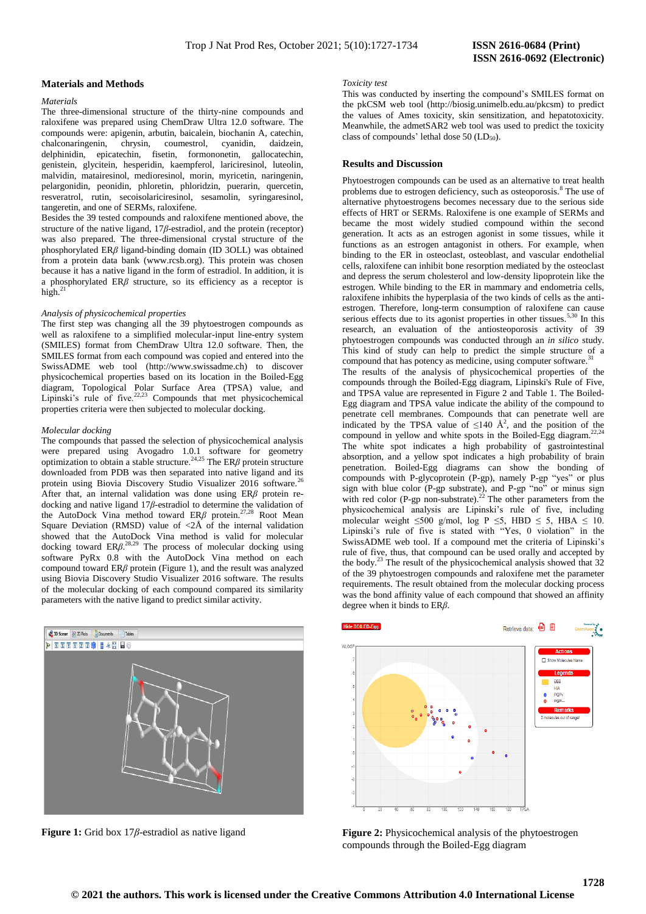## Materials and Methods

*Materials*

The three-dimensional structure of the thirty-nine compounds and raloxifene was prepared using ChemDraw Ultra 12.0 software. The compounds were: apigenin, arbutin, baicalein, biochanin A, catechin, chalconaringenin, chrysin, coumestrol, cyanidin, daidzein, delphinidin, epicatechin, fisetin, formononetin, gallocatechin, genistein, glycitein, hesperidin, kaempferol, lariciresinol, luteolin, malvidin, matairesinol, medioresinol, morin, myricetin, naringenin, pelargonidin, peonidin, phloretin, phloridzin, puerarin, quercetin, resveratrol, rutin, secoisolariciresinol, sesamolin, syringaresinol, tangeretin, and one of SERMs, raloxifene.

Besides the 39 tested compounds and raloxifene mentioned above, the structure of the native ligand, 17*β*-estradiol, and the protein (receptor) was also prepared. The three-dimensional crystal structure of the phosphorylated ER*β* ligand-binding domain (ID 3OLL) was obtained from a protein data bank (www.rcsb.org). This protein was chosen because it has a native ligand in the form of estradiol. In addition, it is a phosphorylated ER*β* structure, so its efficiency as a receptor is high.[21]

*Analysis of physicochemical properties*

The first step was changing all the 39 phytoestrogen compounds as well as raloxifene to a simplified molecular-input line-entry system (SMILES) format from ChemDraw Ultra 12.0 software. Then, the SMILES format from each compound was copied and entered into the SwissADME web tool (http://www.swissadme.ch) to discover physicochemical properties based on its location in the Boiled-Egg diagram, Topological Polar Surface Area (TPSA) value, and Lipinski's rule of five.[22,23] Compounds that met physicochemical properties criteria were then subjected to molecular docking.

*Molecular docking*

The compounds that passed the selection of physicochemical analysis were prepared using Avogadro 1.0.1 software for geometry optimization to obtain a stable structure.[24,25] The ER*β* protein structure downloaded from PDB was then separated into native ligand and its protein using Biovia Discovery Studio Visualizer 2016 software.[26] After that, an internal validation was done using ER*β* protein re-docking and native ligand 17*β*-estradiol to determine the validation of the AutoDock Vina method toward ER*β* protein.[27,28] Root Mean Square Deviation (RMSD) value of <2Å of the internal validation showed that the AutoDock Vina method is valid for molecular docking toward ER*β*.[28,29] The process of molecular docking using software PyRx 0.8 with the AutoDock Vina method on each compound toward ER*β* protein (Figure 1), and the result was analyzed using Biovia Discovery Studio Visualizer 2016 software. The results of the molecular docking of each compound compared its similarity parameters with the native ligand to predict similar activity.

**Figure 1:** Grid box 17*β*-estradiol as native ligand

*Toxicity test*

This was conducted by inserting the compound's SMILES format on the pkCSM web tool (http://biosig.unimelb.edu.au/pkcsm) to predict the values of Ames toxicity, skin sensitization, and hepatotoxicity. Meanwhile, the admetSAR2 web tool was used to predict the toxicity class of compounds' lethal dose 50 ($LD_{50}$).

## Results and Discussion

Phytoestrogen compounds can be used as an alternative to treat health problems due to estrogen deficiency, such as osteoporosis.[8] The use of alternative phytoestrogens becomes necessary due to the serious side effects of HRT or SERMs. Raloxifene is one example of SERMs and became the most widely studied compound within the second generation. It acts as an estrogen agonist in some tissues, while it functions as an estrogen antagonist in others. For example, when binding to the ER in osteoclast, osteoblast, and vascular endothelial cells, raloxifene can inhibit bone resorption mediated by the osteoclast and depress the serum cholesterol and low-density lipoprotein like the estrogen. While binding to the ER in mammary and endometria cells, raloxifene inhibits the hyperplasia of the two kinds of cells as the anti-estrogen. Therefore, long-term consumption of raloxifene can cause serious effects due to its agonist properties in other tissues.[5,30] In this research, an evaluation of the antiosteoporosis activity of 39 phytoestrogen compounds was conducted through an *in silico* study. This kind of study can help to predict the simple structure of a compound that has potency as medicine, using computer software.[31]

The results of the analysis of physicochemical properties of the compounds through the Boiled-Egg diagram, Lipinski's Rule of Five, and TPSA value are represented in Figure 2 and Table 1. The Boiled-Egg diagram and TPSA value indicate the ability of the compound to penetrate cell membranes. Compounds that can penetrate well are indicated by the TPSA value of ≤140 Å$^2$, and the position of the compound in yellow and white spots in the Boiled-Egg diagram.[22,24] The white spot indicates a high probability of gastrointestinal absorption, and a yellow spot indicates a high probability of brain penetration. Boiled-Egg diagrams can show the bonding of compounds with P-glycoprotein (P-gp), namely P-gp "yes" or plus sign with blue color (P-gp substrate), and P-gp "no" or minus sign with red color (P-gp non-substrate).[22] The other parameters from the physicochemical analysis are Lipinski's rule of five, including molecular weight ≤500 g/mol, log P ≤5, HBD ≤ 5, HBA ≤ 10. Lipinski's rule of five is stated with "Yes, 0 violation" in the SwissADME web tool. If a compound met the criteria of Lipinski's rule of five, thus, that compound can be used orally and accepted by the body.[23] The result of the physicochemical analysis showed that 32 of the 39 phytoestrogen compounds and raloxifene met the parameter requirements. The result obtained from the molecular docking process was the bond affinity value of each compound that showed an affinity degree when it binds to ER*β*.

**Figure 2:** Physicochemical analysis of the phytoestrogen compounds through the Boiled-Egg diagram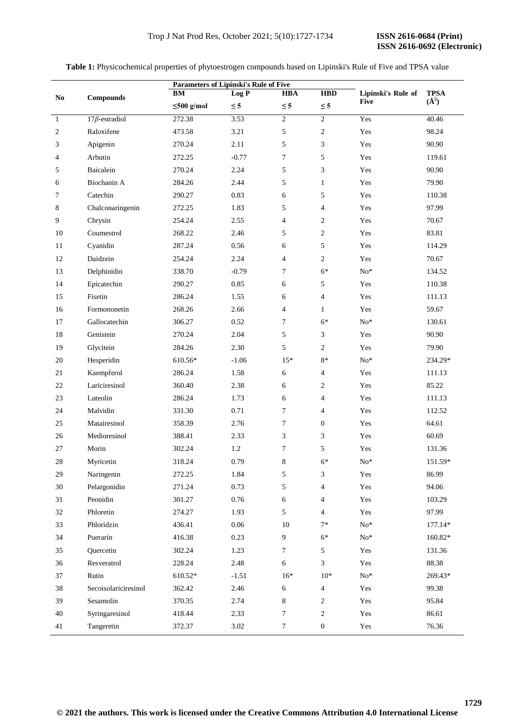**Table 1:** Physicochemical properties of phytoestrogen compounds based on Lipinski's Rule of Five and TPSA value

| No | Compounds | Parameters of Lipinski's Rule of Five | | | | Lipinski's Rule of Five | TPSA ($Å^2$) |
|---|---|---|---|---|---|---|---|
| | | BM | Log P | HBA | HBD | | |
| | | ≤500 g/mol | ≤ 5 | ≤ 5 | ≤ 5 | | |
| 1 | 17$\beta$-estradiol | 272.38 | 3.53 | 2 | 2 | Yes | 40.46 |
| 2 | Raloxifene | 473.58 | 3.21 | 5 | 2 | Yes | 98.24 |
| 3 | Apigenin | 270.24 | 2.11 | 5 | 3 | Yes | 90.90 |
| 4 | Arbutin | 272.25 | -0.77 | 7 | 5 | Yes | 119.61 |
| 5 | Baicalein | 270.24 | 2.24 | 5 | 3 | Yes | 90.90 |
| 6 | Biochanin A | 284.26 | 2.44 | 5 | 1 | Yes | 79.90 |
| 7 | Catechin | 290.27 | 0.83 | 6 | 5 | Yes | 110.38 |
| 8 | Chalconaringenin | 272.25 | 1.83 | 5 | 4 | Yes | 97.99 |
| 9 | Chrysin | 254.24 | 2.55 | 4 | 2 | Yes | 70.67 |
| 10 | Coumestrol | 268.22 | 2.46 | 5 | 2 | Yes | 83.81 |
| 11 | Cyanidin | 287.24 | 0.56 | 6 | 5 | Yes | 114.29 |
| 12 | Daidzein | 254.24 | 2.24 | 4 | 2 | Yes | 70.67 |
| 13 | Delphinidin | 338.70 | -0.79 | 7 | 6* | No* | 134.52 |
| 14 | Epicatechin | 290.27 | 0.85 | 6 | 5 | Yes | 110.38 |
| 15 | Fisetin | 286.24 | 1.55 | 6 | 4 | Yes | 111.13 |
| 16 | Formononetin | 268.26 | 2.66 | 4 | 1 | Yes | 59.67 |
| 17 | Gallocatechin | 306.27 | 0.52 | 7 | 6* | No* | 130.61 |
| 18 | Genistein | 270.24 | 2.04 | 5 | 3 | Yes | 90.90 |
| 19 | Glycitein | 284.26 | 2.30 | 5 | 2 | Yes | 79.90 |
| 20 | Hesperidin | 610.56* | -1.06 | 15* | 8* | No* | 234.29* |
| 21 | Kaempferol | 286.24 | 1.58 | 6 | 4 | Yes | 111.13 |
| 22 | Lariciresinol | 360.40 | 2.38 | 6 | 2 | Yes | 85.22 |
| 23 | Luteolin | 286.24 | 1.73 | 6 | 4 | Yes | 111.13 |
| 24 | Malvidin | 331.30 | 0.71 | 7 | 4 | Yes | 112.52 |
| 25 | Matairesinol | 358.39 | 2.76 | 7 | 0 | Yes | 64.61 |
| 26 | Medioresinol | 388.41 | 2.33 | 3 | 3 | Yes | 60.69 |
| 27 | Morin | 302.24 | 1.2 | 7 | 5 | Yes | 131.36 |
| 28 | Myricetin | 318.24 | 0.79 | 8 | 6* | No* | 151.59* |
| 29 | Naringenin | 272.25 | 1.84 | 5 | 3 | Yes | 86.99 |
| 30 | Pelargonidin | 271.24 | 0.73 | 5 | 4 | Yes | 94.06 |
| 31 | Peonidin | 301.27 | 0.76 | 6 | 4 | Yes | 103.29 |
| 32 | Phloretin | 274.27 | 1.93 | 5 | 4 | Yes | 97.99 |
| 33 | Phloridzin | 436.41 | 0.06 | 10 | 7* | No* | 177.14* |
| 34 | Puerarin | 416.38 | 0.23 | 9 | 6* | No* | 160.82* |
| 35 | Quercetin | 302.24 | 1.23 | 7 | 5 | Yes | 131.36 |
| 36 | Resveratrol | 228.24 | 2.48 | 6 | 3 | Yes | 88.38 |
| 37 | Rutin | 610.52* | -1.51 | 16* | 10* | No* | 269.43* |
| 38 | Secoisolariciresinol | 362.42 | 2.46 | 6 | 4 | Yes | 99.38 |
| 39 | Sesamolin | 370.35 | 2.74 | 8 | 2 | Yes | 95.84 |
| 40 | Syringaresinol | 418.44 | 2.33 | 7 | 2 | Yes | 86.61 |
| 41 | Tangeretin | 372.37 | 3.02 | 7 | 0 | Yes | 76.36 |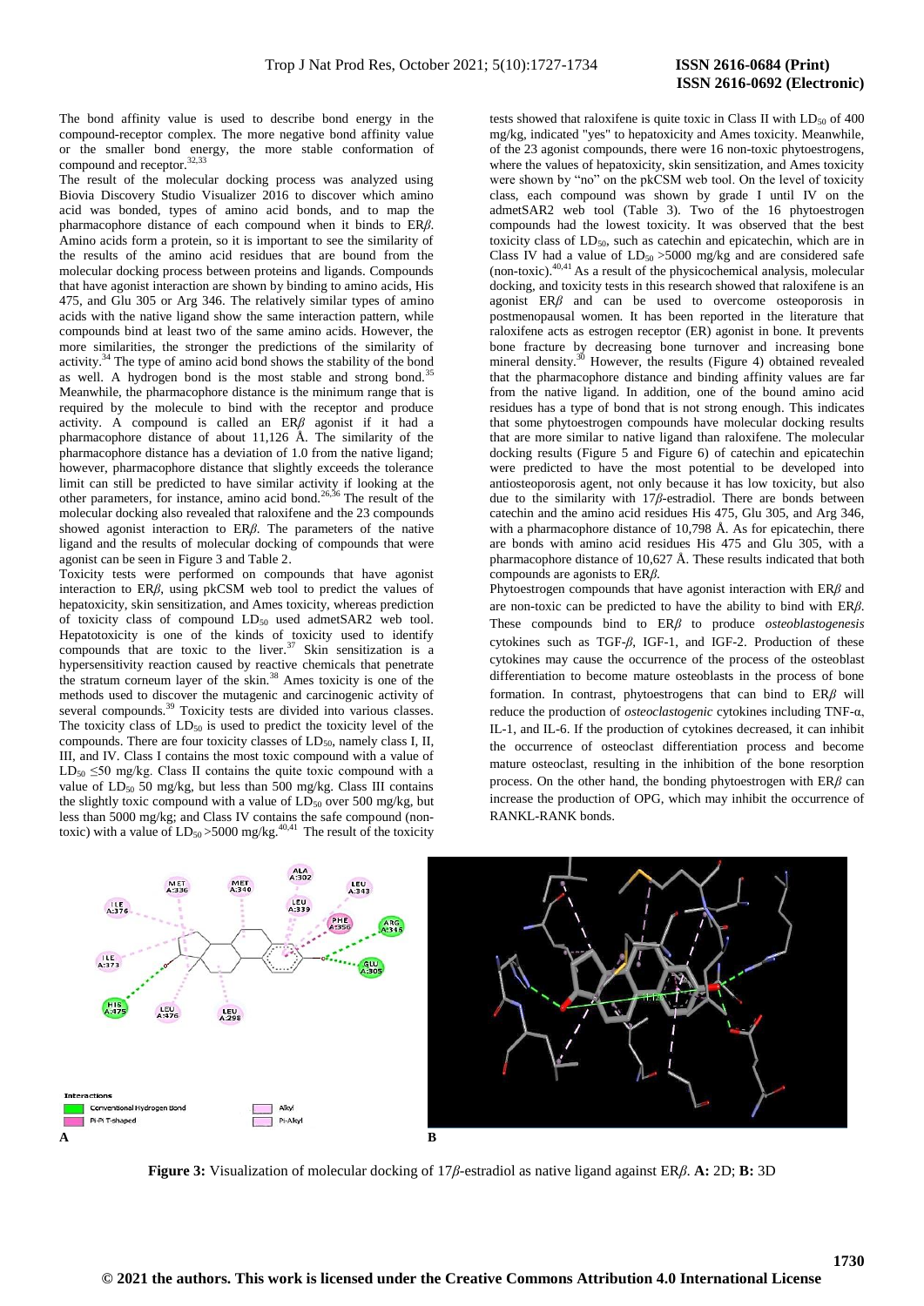The bond affinity value is used to describe bond energy in the compound-receptor complex. The more negative bond affinity value or the smaller bond energy, the more stable conformation of compound and receptor.[32,33]

The result of the molecular docking process was analyzed using Biovia Discovery Studio Visualizer 2016 to discover which amino acid was bonded, types of amino acid bonds, and to map the pharmacophore distance of each compound when it binds to ER*β*. Amino acids form a protein, so it is important to see the similarity of the results of the amino acid residues that are bound from the molecular docking process between proteins and ligands. Compounds that have agonist interaction are shown by binding to amino acids, His 475, and Glu 305 or Arg 346. The relatively similar types of amino acids with the native ligand show the same interaction pattern, while compounds bind at least two of the same amino acids. However, the more similarities, the stronger the predictions of the similarity of activity.[34] The type of amino acid bond shows the stability of the bond as well. A hydrogen bond is the most stable and strong bond.[35] Meanwhile, the pharmacophore distance is the minimum range that is required by the molecule to bind with the receptor and produce activity. A compound is called an ER*β* agonist if it had a pharmacophore distance of about 11,126 Å. The similarity of the pharmacophore distance has a deviation of 1.0 from the native ligand; however, pharmacophore distance that slightly exceeds the tolerance limit can still be predicted to have similar activity if looking at the other parameters, for instance, amino acid bond.[26,36] The result of the molecular docking also revealed that raloxifene and the 23 compounds showed agonist interaction to ER*β*. The parameters of the native ligand and the results of molecular docking of compounds that were agonist can be seen in Figure 3 and Table 2.

Toxicity tests were performed on compounds that have agonist interaction to ER*β*, using pkCSM web tool to predict the values of hepatoxicity, skin sensitization, and Ames toxicity, whereas prediction of toxicity class of compound $LD_{50}$ used admetSAR2 web tool. Hepatotoxicity is one of the kinds of toxicity used to identify compounds that are toxic to the liver.[37] Skin sensitization is a hypersensitivity reaction caused by reactive chemicals that penetrate the stratum corneum layer of the skin.[38] Ames toxicity is one of the methods used to discover the mutagenic and carcinogenic activity of several compounds.[39] Toxicity tests are divided into various classes. The toxicity class of $LD_{50}$ is used to predict the toxicity level of the compounds. There are four toxicity classes of $LD_{50}$, namely class I, II, III, and IV. Class I contains the most toxic compound with a value of $LD_{50} \leq 50$ mg/kg. Class II contains the quite toxic compound with a value of $LD_{50}$ 50 mg/kg, but less than 500 mg/kg. Class III contains the slightly toxic compound with a value of $LD_{50}$ over 500 mg/kg, but less than 5000 mg/kg; and Class IV contains the safe compound (non-toxic) with a value of $LD_{50} > 5000$ mg/kg.[40,41] The result of the toxicity tests showed that raloxifene is quite toxic in Class II with $LD_{50}$ of 400 mg/kg, indicated "yes" to hepatoxicity and Ames toxicity. Meanwhile, of the 23 agonist compounds, there were 16 non-toxic phytoestrogens, where the values of hepatoxicity, skin sensitization, and Ames toxicity were shown by "no" on the pkCSM web tool. On the level of toxicity class, each compound was shown by grade I until IV on the admetSAR2 web tool (Table 3). Two of the 16 phytoestrogen compounds had the lowest toxicity. It was observed that the best toxicity class of $LD_{50}$, such as catechin and epicatechin, which are in Class IV had a value of $LD_{50} > 5000$ mg/kg and are considered safe (non-toxic).[40,41] As a result of the physicochemical analysis, molecular docking, and toxicity tests in this research showed that raloxifene is an agonist ER*β* and can be used to overcome osteoporosis in postmenopausal women. It has been reported in the literature that raloxifene acts as estrogen receptor (ER) agonist in bone. It prevents bone fracture by decreasing bone turnover and increasing bone mineral density.[30] However, the results (Figure 4) obtained revealed that the pharmacophore distance and binding affinity values are far from the native ligand. In addition, one of the bound amino acid residues has a type of bond that is not strong enough. This indicates that some phytoestrogen compounds have molecular docking results that are more similar to native ligand than raloxifene. The molecular docking results (Figure 5 and Figure 6) of catechin and epicatechin were predicted to have the most potential to be developed into antiosteoporosis agent, not only because it has low toxicity, but also due to the similarity with 17*β*-estradiol. There are bonds between catechin and the amino acid residues His 475, Glu 305, and Arg 346, with a pharmacophore distance of 10,798 Å. As for epicatechin, there are bonds with amino acid residues His 475 and Glu 305, with a pharmacophore distance of 10,627 Å. These results indicated that both compounds are agonists to ER*β*.

Phytoestrogen compounds that have agonist interaction with ER*β* and are non-toxic can be predicted to have the ability to bind with ER*β*. These compounds bind to ER*β* to produce *osteoblastogenesis* cytokines such as TGF-*β*, IGF-1, and IGF-2. Production of these cytokines may cause the occurrence of the process of the osteoblast differentiation to become mature osteoblasts in the process of bone formation. In contrast, phytoestrogens that can bind to ER*β* will reduce the production of *osteoclastogenic* cytokines including TNF-*α*, IL-1, and IL-6. If the production of cytokines decreased, it can inhibit the occurrence of osteoclast differentiation process and become mature osteoclast, resulting in the inhibition of the bone resorption process. On the other hand, the bonding phytoestrogen with ER*β* can increase the production of OPG, which may inhibit the occurrence of RANKL-RANK bonds.

**Figure 3:** Visualization of molecular docking of 17*β*-estradiol as native ligand against ER*β*. **A:** 2D; **B:** 3D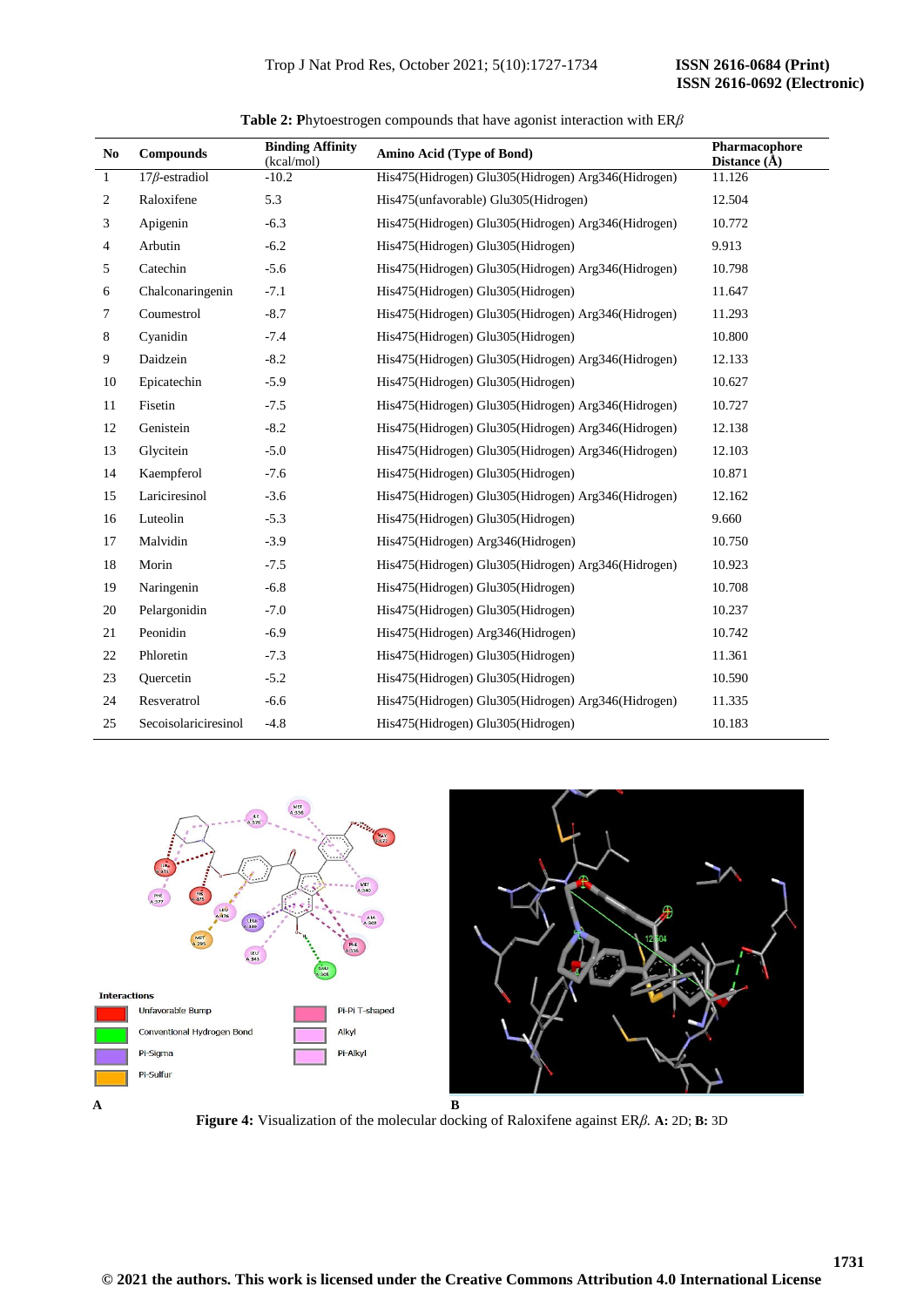**Table 2: P**hytoestrogen compounds that have agonist interaction with ER$\beta$

| No | Compounds | Binding Affinity (kcal/mol) | Amino Acid (Type of Bond) | Pharmacophore Distance (Å) |
|---|---|---|---|---|
| 1 | 17$\beta$-estradiol | -10.2 | His475(Hidrogen) Glu305(Hidrogen) Arg346(Hidrogen) | 11.126 |
| 2 | Raloxifene | 5.3 | His475(unfavorable) Glu305(Hidrogen) | 12.504 |
| 3 | Apigenin | -6.3 | His475(Hidrogen) Glu305(Hidrogen) Arg346(Hidrogen) | 10.772 |
| 4 | Arbutin | -6.2 | His475(Hidrogen) Glu305(Hidrogen) | 9.913 |
| 5 | Catechin | -5.6 | His475(Hidrogen) Glu305(Hidrogen) Arg346(Hidrogen) | 10.798 |
| 6 | Chalconaringenin | -7.1 | His475(Hidrogen) Glu305(Hidrogen) | 11.647 |
| 7 | Coumestrol | -8.7 | His475(Hidrogen) Glu305(Hidrogen) Arg346(Hidrogen) | 11.293 |
| 8 | Cyanidin | -7.4 | His475(Hidrogen) Glu305(Hidrogen) | 10.800 |
| 9 | Daidzein | -8.2 | His475(Hidrogen) Glu305(Hidrogen) Arg346(Hidrogen) | 12.133 |
| 10 | Epicatechin | -5.9 | His475(Hidrogen) Glu305(Hidrogen) | 10.627 |
| 11 | Fisetin | -7.5 | His475(Hidrogen) Glu305(Hidrogen) Arg346(Hidrogen) | 10.727 |
| 12 | Genistein | -8.2 | His475(Hidrogen) Glu305(Hidrogen) Arg346(Hidrogen) | 12.138 |
| 13 | Glycitein | -5.0 | His475(Hidrogen) Glu305(Hidrogen) Arg346(Hidrogen) | 12.103 |
| 14 | Kaempferol | -7.6 | His475(Hidrogen) Glu305(Hidrogen) | 10.871 |
| 15 | Lariciresinol | -3.6 | His475(Hidrogen) Glu305(Hidrogen) Arg346(Hidrogen) | 12.162 |
| 16 | Luteolin | -5.3 | His475(Hidrogen) Glu305(Hidrogen) | 9.660 |
| 17 | Malvidin | -3.9 | His475(Hidrogen) Arg346(Hidrogen) | 10.750 |
| 18 | Morin | -7.5 | His475(Hidrogen) Glu305(Hidrogen) Arg346(Hidrogen) | 10.923 |
| 19 | Naringenin | -6.8 | His475(Hidrogen) Glu305(Hidrogen) | 10.708 |
| 20 | Pelargonidin | -7.0 | His475(Hidrogen) Glu305(Hidrogen) | 10.237 |
| 21 | Peonidin | -6.9 | His475(Hidrogen) Arg346(Hidrogen) | 10.742 |
| 22 | Phloretin | -7.3 | His475(Hidrogen) Glu305(Hidrogen) | 11.361 |
| 23 | Quercetin | -5.2 | His475(Hidrogen) Glu305(Hidrogen) | 10.590 |
| 24 | Resveratrol | -6.6 | His475(Hidrogen) Glu305(Hidrogen) Arg346(Hidrogen) | 11.335 |
| 25 | Secoisolariciresinol | -4.8 | His475(Hidrogen) Glu305(Hidrogen) | 10.183 |

**Figure 4:** Visualization of the molecular docking of Raloxifene against ER$\beta$. **A:** 2D; **B:** 3D

© 2021 the authors. This work is licensed under the Creative Commons Attribution 4.0 International License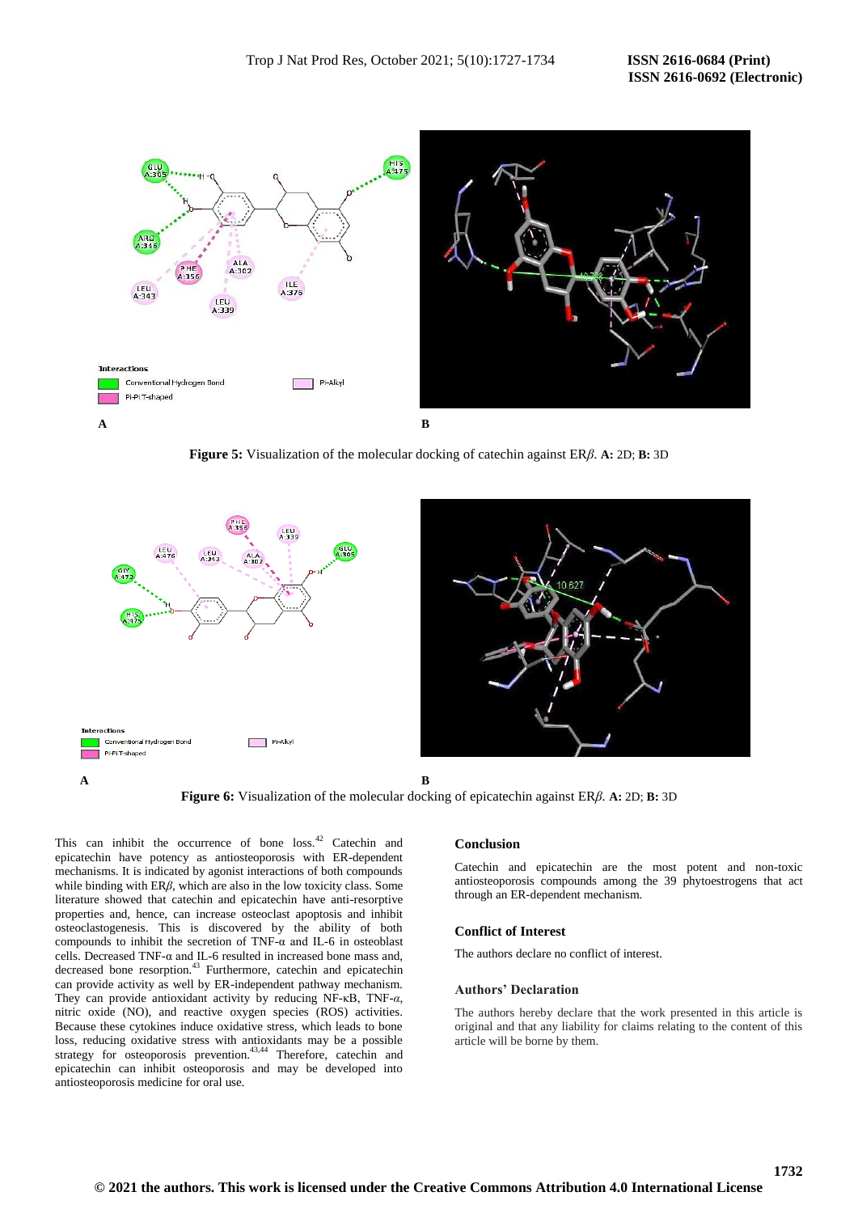Figure 5: Visualization of the molecular docking of catechin against ER$\beta$. **A:** 2D; **B:** 3D

Figure 6: Visualization of the molecular docking of epicatechin against ER$\beta$. **A:** 2D; **B:** 3D

This can inhibit the occurrence of bone loss.[42] Catechin and epicatechin have potency as antiosteoporosis with ER-dependent mechanisms. It is indicated by agonist interactions of both compounds while binding with ER$\beta$, which are also in the low toxicity class. Some literature showed that catechin and epicatechin have anti-resorptive properties and, hence, can increase osteoclast apoptosis and inhibit osteoclastogenesis. This is discovered by the ability of both compounds to inhibit the secretion of TNF-$\alpha$ and IL-6 in osteoblast cells. Decreased TNF-$\alpha$ and IL-6 resulted in increased bone mass and, decreased bone resorption.[43] Furthermore, catechin and epicatechin can provide activity as well by ER-independent pathway mechanism. They can provide antioxidant activity by reducing NF-κB, TNF-$\alpha$, nitric oxide (NO), and reactive oxygen species (ROS) activities. Because these cytokines induce oxidative stress, which leads to bone loss, reducing oxidative stress with antioxidants may be a possible strategy for osteoporosis prevention.[43,44] Therefore, catechin and epicatechin can inhibit osteoporosis and may be developed into antiosteoporosis medicine for oral use.

## Conclusion

Catechin and epicatechin are the most potent and non-toxic antiosteoporosis compounds among the 39 phytoestrogens that act through an ER-dependent mechanism.

## Conflict of Interest

The authors declare no conflict of interest.

## Authors' Declaration

The authors hereby declare that the work presented in this article is original and that any liability for claims relating to the content of this article will be borne by them.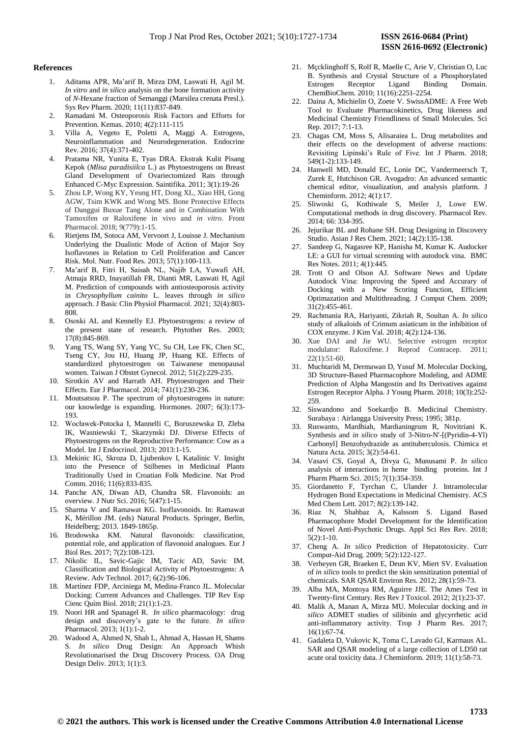## References

1. Aditama APR, Ma'arif B, Mirza DM, Laswati H, Agil M. *In vitro* and *in silico* analysis on the bone formation activity of *N*-Hexane fraction of Semanggi (Marsilea crenata Presl.). Sys Rev Pharm. 2020; 11(11):837-849.
2. Ramadani M. Osteoporosis Risk Factors and Efforts for Prevention. Kemas. 2010; 4(2):111-115
3. Villa A, Vegeto E, Poletti A, Maggi A. Estrogens, Neuroinflammation and Neurodegeneration. Endocrine Rev. 2016; 37(4):371-402.
4. Pratama NR, Yunita E, Tyas DRA. Ekstrak Kulit Pisang Kepok (*Mlisa paradisiilca* L.) as Phytoestrogens on Breast Gland Development of Ovariectomized Rats through Enhanced C-Myc Expression. Saintifika. 2011; 3(1):19-26
5. Zhou LP, Wong KY, Yeung HT, Dong XL, Xiao HH, Gong AGW, Tsim KWK and Wong MS. Bone Protective Effects of Danggui Buxue Tang Alone and in Combination With Tamoxifen or Raloxifene in vivo and *in vitro*. Front Pharmacol. 2018; 9(779):1-15.
6. Rietjens IM, Sotoca AM, Vervoort J, Louisse J. Mechanism Underlying the Dualistic Mode of Action of Major Soy Isoflavones in Relation to Cell Proliferation and Cancer Risk. Mol. Nutr. Food Res. 2013; 57(1):100-113.
7. Ma'arif B, Fitri H, Saisah NL, Najib LA, Yuwafi AH, Atmaja RRD, Inayatillah FR, Dianti MR, Laswati H, Agil M. Prediction of compounds with antiosteoporosis activity in *Chrysophyllum cainito* L. leaves through *in silico* approach. J Basic Clin Physiol Pharmacol. 2021; 32(4):803-808.
8. Ososki AL and Kennelly EJ. Phytoestrogens: a review of the present state of research. Phytother Res. 2003; 17(8):845-869.
9. Yang TS, Wang SY, Yang YC, Su CH, Lee FK, Chen SC, Tseng CY, Jou HJ, Huang JP, Huang KE. Effects of standardized phytoestrogen on Taiwanese menopausal women. Taiwan J Obstet Gynecol. 2012; 51(2):229-235.
10. Sirotkin AV and Harrath AH. Phytoestrogen and Their Effects. Eur J Pharmacol. 2014; 741(1):230-236.
11. Moutsatsou P. The spectrum of phytoestrogens in nature: our knowledge is expanding. Hormones. 2007; 6(3):173-193.
12. Wocławek-Potocka I, Mannelli C, Boruszewska D, Zleba IK, Wasniewski T, Skarzynski DJ. Diverse Effects of Phytoestrogens on the Reproductive Performance: Cow as a Model. Int J Endocrinol. 2013; 2013:1-15.
13. Mekinic IG, Skroza D, Ljubenkov I, Katalinic V. Insight into the Presence of Stilbenes in Medicinal Plants Traditionally Used in Croatian Folk Medicine. Nat Prod Comm. 2016; 11(6):833-835.
14. Panche AN, Diwan AD, Chandra SR. Flavonoids: an overview. J Nutr Sci. 2016; 5(47):1-15.
15. Sharma V and Ramawat KG. Isoflavonoids. In: Ramawat K, Mérillon JM. (eds) Natural Products. Springer, Berlin, Heidelberg; 2013. 1849-1865p.
16. Brodowska KM. Natural flavonoids: classification, potential role, and application of flavonoid analogues. Eur J Biol Res. 2017; 7(2):108-123.
17. Nikolic IL, Savic-Gajic IM, Tacic AD, Savic IM. Classification and Biological Activity of Phytoestrogens: A Review. Adv Technol. 2017; 6(2):96-106.
18. Martínez FDP, Arciniega M, Medina-Franco JL. Molecular Docking: Current Advances and Challenges. TIP Rev Esp Cienc Quím Biol. 2018; 21(1):1-23.
19. Noori HR and Spanagel R. *In silico* pharmacology: drug design and discovery's gate to the future. *In silico* Pharmacol. 2013; 1(1):1-2.
20. Wadood A, Ahmed N, Shah L, Ahmad A, Hassan H, Shams S. *In silico* Drug Design: An Approach Whish Revolutionarised the Drug Discovery Process. OA Drug Design Deliv. 2013; 1(1):3.
21. Mçcklinghoff S, Rolf R, Maelle C, Arie V, Christian O, Luc B. Synthesis and Crystal Structure of a Phosphorylated Estrogen Receptor Ligand Binding Domain. ChemBioChem. 2010; 11(16):2251-2254.
22. Daina A, Michielin O, Zoete V. SwissADME: A Free Web Tool to Evaluate Pharmacokinetics, Drug likeness and Medicinal Chemistry Friendliness of Small Molecules. Sci Rep. 2017; 7:1-13.
23. Chagas CM, Moss S, Alisaraiea L. Drug metabolites and their effects on the development of adverse reactions: Revisiting Lipinski's Rule of Five. Int J Pharm. 2018; 549(1-2):133-149.
24. Hanwell MD, Donald EC, Lonie DC, Vandermeersch T, Zurek E, Hutchison GR. Avogadro: An advanced semantic chemical editor, visualization, and analysis platform. J Cheminform. 2012; 4(1):17.
25. Sliwoski G, Kothiwale S, Meiler J, Lowe EW. Computational methods in drug discovery. Pharmacol Rev. 2014; 66: 334-395.
26. Jejurikar BL and Rohane SH. Drug Designing in Discovery Studio. Asian J Res Chem. 2021; 14(2):135-138.
27. Sandeep G, Nagasree KP, Hanisha M, Kumar K. Audocker LE: a GUI for virtual screnning with autodock vina. BMC Res Notes. 2011; 4(1):445.
28. Trott O and Olson AJ. Software News and Update Autodock Vina: Improving the Speed and Accurary of Docking with a New Scoring Function, Efficient Optimazation and Multithreading. J Comput Chem. 2009; 31(2):455-461.
29. Rachmania RA, Hariyanti, Zikriah R, Soultan A. *In silico* study of alkaloids of Crimum asiaticum in the inhibition of COX enzyme. J Kim Val. 2018; 4(2):124-136.
30. Xue DAI and Jie WU. Selective estrogen receptor modulator: Raloxifene. J Reprod Contracep. 2011; 22(1):51-60.
31. Muchtaridi M, Dermawan D, Yusuf M. Molecular Docking, 3D Structure-Based Pharmacophore Modeling, and ADME Prediction of Alpha Mangostin and Its Derivatives against Estrogen Receptor Alpha. J Young Pharm. 2018; 10(3):252-259.
32. Siswandono and Soekardjo B. Medicinal Chemistry. Surabaya : Airlangga University Press; 1995; 381p.
33. Ruswanto, Mardhiah, Mardianingrum R, Novitriani K. Synthesis and *in silico* study of 3-Nitro-N'-[(Pyridin-4-Yl) Carbonyl] Benzohydrazide as antituberculosis. Chimica et Natura Acta. 2015; 3(2):54-61.
34. Vasavi CS, Goyal A, Divya G, Munusami P. *In silico* analysis of interactions in heme binding proteins. Int J Pharm Pharm Sci. 2015; 7(1):354-359.
35. Giordanetto F, Tyrchan C, Ulander J. Intramolecular Hydrogen Bond Expectations in Medicinal Chemistry. ACS Med Chem Lett. 2017; 8(2):139-142.
36. Riaz N, Shahbaz A, Kalssom S. Ligand Based Pharmacophore Model Development for the Identification of Novel Anti-Psychotic Drugs. Appl Sci Res Rev. 2018; 5(2):1-10.
37. Cheng A. *In silico* Prediction of Hepatotoxicity. Curr Comput-Aid Drug. 2009; 5(2):122-127.
38. Verheyen GR, Braeken E, Deun KV, Miert SV. Evaluation of *in silico* tools to predict the skin sensitization potential of chemicals. SAR QSAR Environ Res. 2012; 28(1):59-73.
39. Alba MA, Montoya RM, Aguirre JJE. The Ames Test in Twenty-first Century. Res Rev J Toxicol. 2012; 2(1):23-37.
40. Malik A, Manan A, Mirza MU. Molecular docking and *in silico* ADMET studies of silibinin and glycyrrhetic acid anti-inflammatory activity. Trop J Pharm Res. 2017; 16(1):67-74.
41. Gadaleta D, Vukovic K, Toma C, Lavado GJ, Karmaus AL. SAR and QSAR modeling of a large collection of LD50 rat acute oral toxicity data. J Cheminform. 2019; 11(1):58-73.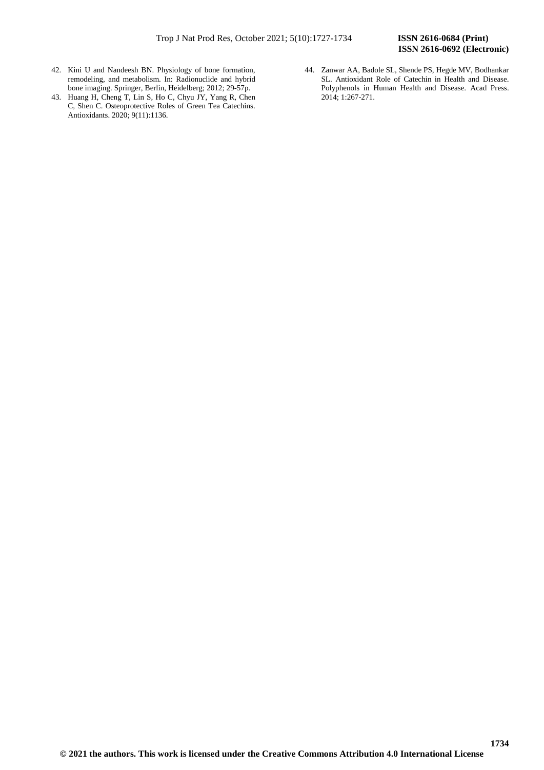42. Kini U and Nandeesh BN. Physiology of bone formation, remodeling, and metabolism. In: Radionuclide and hybrid bone imaging. Springer, Berlin, Heidelberg; 2012; 29-57p.
43. Huang H, Cheng T, Lin S, Ho C, Chyu JY, Yang R, Chen C, Shen C. Osteoprotective Roles of Green Tea Catechins. Antioxidants. 2020; 9(11):1136.
44. Zanwar AA, Badole SL, Shende PS, Hegde MV, Bodhankar SL. Antioxidant Role of Catechin in Health and Disease. Polyphenols in Human Health and Disease. Acad Press. 2014; 1:267-271.

**© 2021 the authors. This work is licensed under the Creative Commons Attribution 4.0 International License**